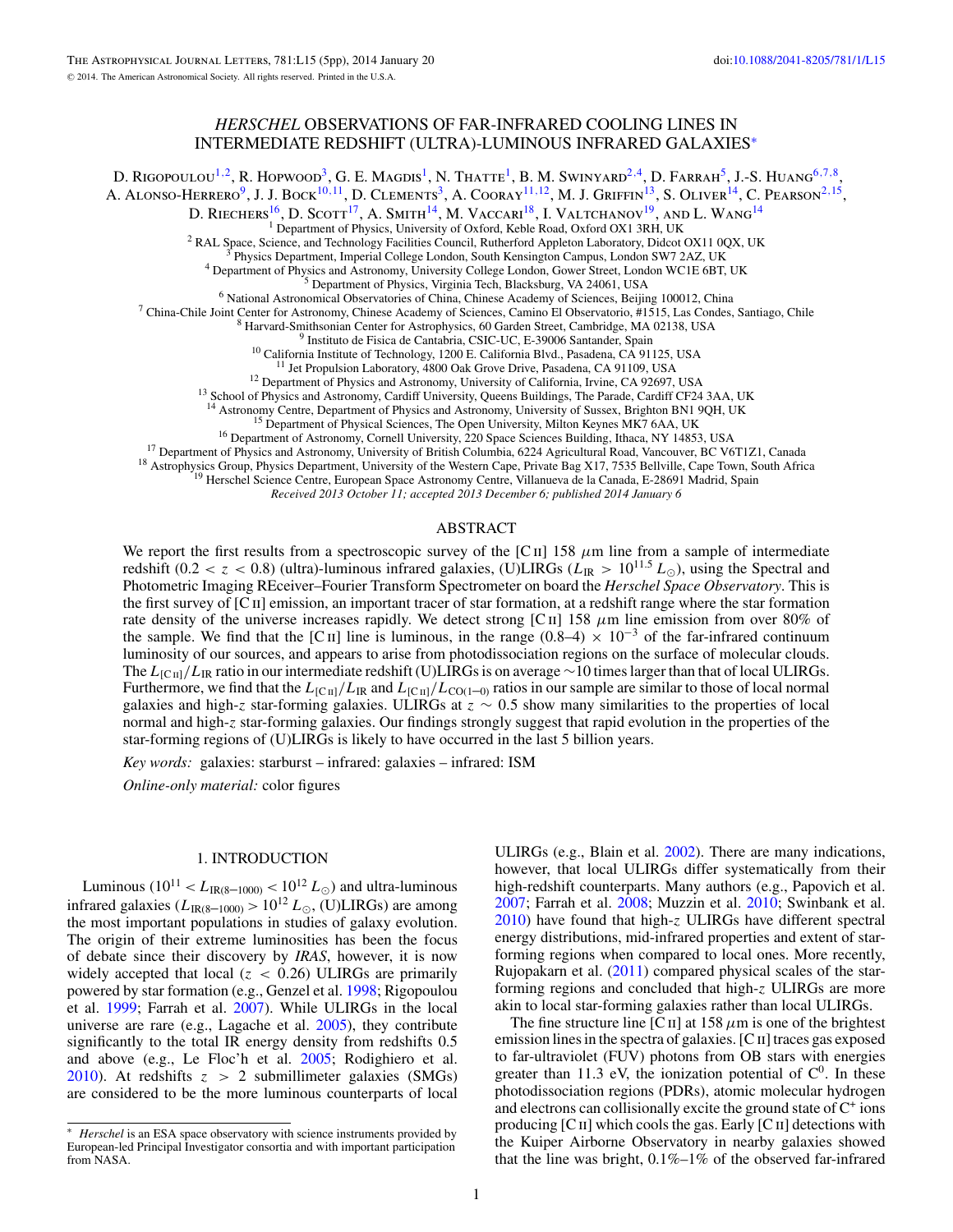# *HERSCHEL* OBSERVATIONS OF FAR-INFRARED COOLING LINES IN INTERMEDIATE REDSHIFT (ULTRA)-LUMINOUS INFRARED GALAXIES[*]

D. Rigopoulou[1,2], R. Hopwood[3], G. E. Magdis[1], N. Thatte[1], B. M. Swinyard[2,4], D. Farrah[5], J.-S. Huang[6,7,8], A. Alonso-Herrero[9], J. J. Bock[10,11], D. Clements[3], A. Cooray[11,12], M. J. Griffin[13], S. Oliver[14], C. Pearson[2,15], D. Riechers[16], D. Scott[17], A. Smith[14], M. Vaccari[18], I. Valtchanov[19], and L. Wang[14]

[1] Department of Physics, University of Oxford, Keble Road, Oxford OX1 3RH, UK
[2] RAL Space, Science, and Technology Facilities Council, Rutherford Appleton Laboratory, Didcot OX11 0QX, UK
[3] Physics Department, Imperial College London, South Kensington Campus, London SW7 2AZ, UK
[4] Department of Physics and Astronomy, University College London, Gower Street, London WC1E 6BT, UK
[5] Department of Physics, Virginia Tech, Blacksburg, VA 24061, USA
[6] National Astronomical Observatories of China, Chinese Academy of Sciences, Beijing 100012, China
[7] China-Chile Joint Center for Astronomy, Chinese Academy of Sciences, Camino El Observatorio, #1515, Las Condes, Santiago, Chile
[8] Harvard-Smithsonian Center for Astrophysics, 60 Garden Street, Cambridge, MA 02138, USA
[9] Instituto de Fisica de Cantabria, CSIC-UC, E-39006 Santander, Spain
[10] California Institute of Technology, 1200 E. California Blvd., Pasadena, CA 91125, USA
[11] Jet Propulsion Laboratory, 4800 Oak Grove Drive, Pasadena, CA 91109, USA
[12] Department of Physics and Astronomy, University of California, Irvine, CA 92697, USA
[13] School of Physics and Astronomy, Cardiff University, Queens Buildings, The Parade, Cardiff CF24 3AA, UK
[14] Astronomy Centre, Department of Physics and Astronomy, University of Sussex, Brighton BN1 9QH, UK
[15] Department of Physical Sciences, The Open University, Milton Keynes MK7 6AA, UK
[16] Department of Astronomy, Cornell University, 220 Space Sciences Building, Ithaca, NY 14853, USA
[17] Department of Physics and Astronomy, University of British Columbia, 6224 Agricultural Road, Vancouver, BC V6T1Z1, Canada
[18] Astrophysics Group, Physics Department, University of the Western Cape, Private Bag X17, 7535 Bellville, Cape Town, South Africa
[19] Herschel Science Centre, European Space Astronomy Centre, Villanueva de la Canada, E-28691 Madrid, Spain

*Received 2013 October 11; accepted 2013 December 6; published 2014 January 6*

## ABSTRACT

We report the first results from a spectroscopic survey of the [C II] 158 $\mu$m line from a sample of intermediate redshift ($0.2 < z < 0.8$) (ultra)-luminous infrared galaxies, (U)LIRGs ($L_{\rm IR} > 10^{11.5}\,L_\odot$), using the Spectral and Photometric Imaging REceiver–Fourier Transform Spectrometer on board the *Herschel Space Observatory*. This is the first survey of [C II] emission, an important tracer of star formation, at a redshift range where the star formation rate density of the universe increases rapidly. We detect strong [C II] 158 $\mu$m line emission from over 80% of the sample. We find that the [C II] line is luminous, in the range $(0.8–4) \times 10^{-3}$ of the far-infrared continuum luminosity of our sources, and appears to arise from photodissociation regions on the surface of molecular clouds. The $L_{\rm [C\,II]}/L_{\rm IR}$ ratio in our intermediate redshift (U)LIRGs is on average $\sim$10 times larger than that of local ULIRGs. Furthermore, we find that the $L_{\rm [C\,II]}/L_{\rm IR}$ and $L_{\rm [C\,II]}/L_{\rm CO(1-0)}$ ratios in our sample are similar to those of local normal galaxies and high-$z$ star-forming galaxies. ULIRGs at $z \sim 0.5$ show many similarities to the properties of local normal and high-$z$ star-forming galaxies. Our findings strongly suggest that rapid evolution in the properties of the star-forming regions of (U)LIRGs is likely to have occurred in the last 5 billion years.

*Key words:* galaxies: starburst – infrared: galaxies – infrared: ISM

*Online-only material:* color figures

## 1. INTRODUCTION

Luminous ($10^{11} < L_{\rm IR(8-1000)} < 10^{12}\,L_\odot$) and ultra-luminous infrared galaxies ($L_{\rm IR(8-1000)} > 10^{12}\,L_\odot$, (U)LIRGs) are among the most important populations in studies of galaxy evolution. The origin of their extreme luminosities has been the focus of debate since their discovery by *IRAS*, however, it is now widely accepted that local ($z < 0.26$) ULIRGs are primarily powered by star formation (e.g., Genzel et al. 1998; Rigopoulou et al. 1999; Farrah et al. 2007). While ULIRGs in the local universe are rare (e.g., Lagache et al. 2005), they contribute significantly to the total IR energy density from redshifts 0.5 and above (e.g., Le Floc'h et al. 2005; Rodighiero et al. 2010). At redshifts $z > 2$ submillimeter galaxies (SMGs) are considered to be the more luminous counterparts of local ULIRGs (e.g., Blain et al. 2002). There are many indications, however, that local ULIRGs differ systematically from their high-redshift counterparts. Many authors (e.g., Papovich et al. 2007; Farrah et al. 2008; Muzzin et al. 2010; Swinbank et al. 2010) have found that high-$z$ ULIRGs have different spectral energy distributions, mid-infrared properties and extent of star-forming regions when compared to local ones. More recently, Rujopakarn et al. (2011) compared physical scales of the star-forming regions and concluded that high-$z$ ULIRGs are more akin to local star-forming galaxies rather than local ULIRGs.

The fine structure line [C II] at 158 $\mu$m is one of the brightest emission lines in the spectra of galaxies. [C II] traces gas exposed to far-ultraviolet (FUV) photons from OB stars with energies greater than 11.3 eV, the ionization potential of $C^0$. In these photodissociation regions (PDRs), atomic molecular hydrogen and electrons can collisionally excite the ground state of $C^+$ ions producing [C II] which cools the gas. Early [C II] detections with the Kuiper Airborne Observatory in nearby galaxies showed that the line was bright, 0.1%–1% of the observed far-infrared

[*] *Herschel* is an ESA space observatory with science instruments provided by European-led Principal Investigator consortia and with important participation from NASA.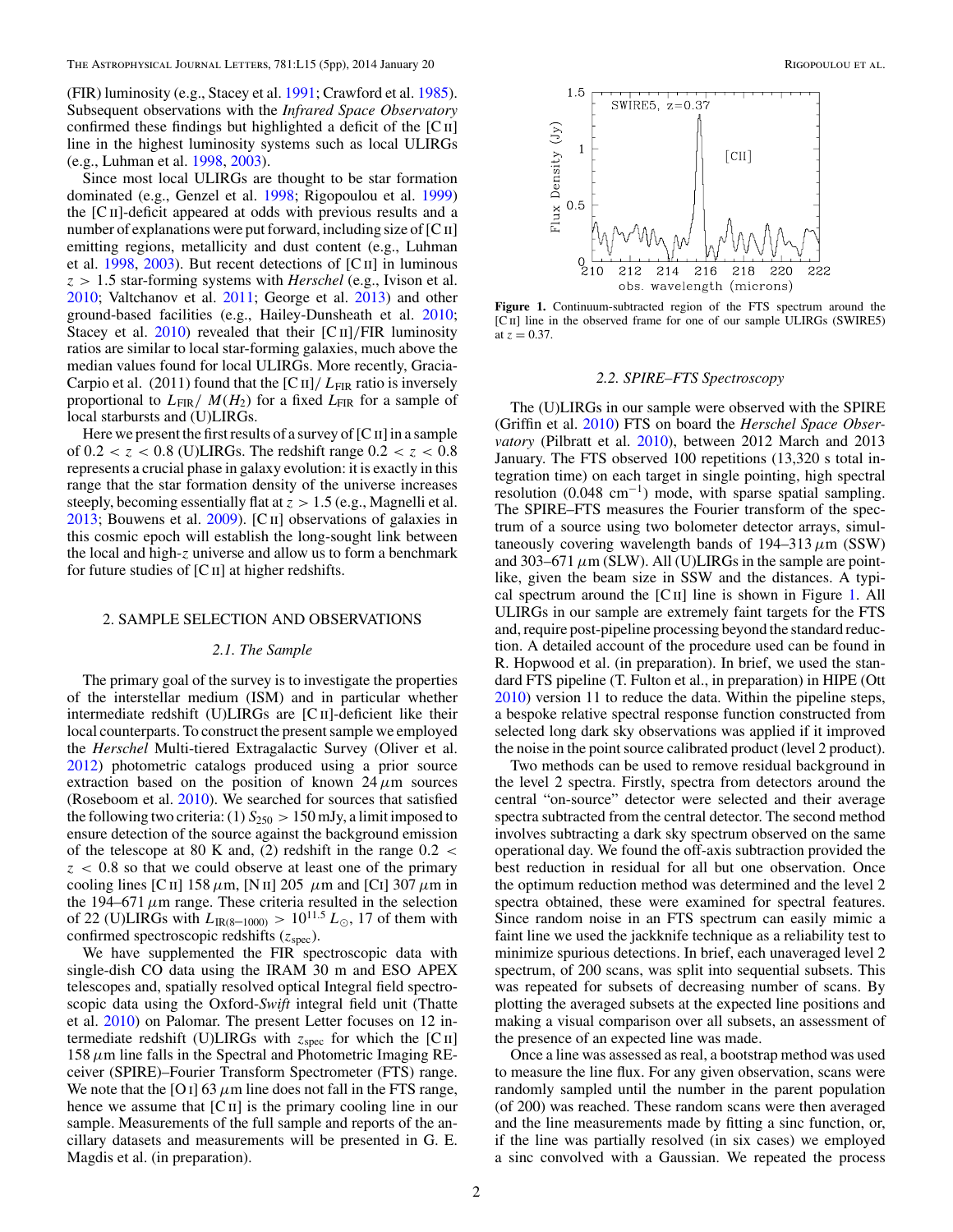(FIR) luminosity (e.g., Stacey et al. 1991; Crawford et al. 1985). Subsequent observations with the *Infrared Space Observatory* confirmed these findings but highlighted a deficit of the [C II] line in the highest luminosity systems such as local ULIRGs (e.g., Luhman et al. 1998, 2003).

Since most local ULIRGs are thought to be star formation dominated (e.g., Genzel et al. 1998; Rigopoulou et al. 1999) the [C II]-deficit appeared at odds with previous results and a number of explanations were put forward, including size of [C II] emitting regions, metallicity and dust content (e.g., Luhman et al. 1998, 2003). But recent detections of [C II] in luminous $z > 1.5$ star-forming systems with *Herschel* (e.g., Ivison et al. 2010; Valtchanov et al. 2011; George et al. 2013) and other ground-based facilities (e.g., Hailey-Dunsheath et al. 2010; Stacey et al. 2010) revealed that their [C II]/FIR luminosity ratios are similar to local star-forming galaxies, much above the median values found for local ULIRGs. More recently, Gracia-Carpio et al. (2011) found that the [C II]/ $L_{\rm FIR}$ ratio is inversely proportional to $L_{\rm FIR}/\ M(H_2)$ for a fixed $L_{\rm FIR}$ for a sample of local starbursts and (U)LIRGs.

Here we present the first results of a survey of [C II] in a sample of $0.2 < z < 0.8$ (U)LIRGs. The redshift range $0.2 < z < 0.8$ represents a crucial phase in galaxy evolution: it is exactly in this range that the star formation density of the universe increases steeply, becoming essentially flat at $z > 1.5$ (e.g., Magnelli et al. 2013; Bouwens et al. 2009). [C II] observations of galaxies in this cosmic epoch will establish the long-sought link between the local and high-$z$ universe and allow us to form a benchmark for future studies of [C II] at higher redshifts.

## 2. SAMPLE SELECTION AND OBSERVATIONS

### 2.1. The Sample

The primary goal of the survey is to investigate the properties of the interstellar medium (ISM) and in particular whether intermediate redshift (U)LIRGs are [C II]-deficient like their local counterparts. To construct the present sample we employed the *Herschel* Multi-tiered Extragalactic Survey (Oliver et al. 2012) photometric catalogs produced using a prior source extraction based on the position of known 24 $\mu$m sources (Roseboom et al. 2010). We searched for sources that satisfied the following two criteria: (1) $S_{250} > 150$ mJy, a limit imposed to ensure detection of the source against the background emission of the telescope at 80 K and, (2) redshift in the range $0.2 < z < 0.8$ so that we could observe at least one of the primary cooling lines [C II] 158 $\mu$m, [N II] 205 $\mu$m and [CI] 307 $\mu$m in the 194–671 $\mu$m range. These criteria resulted in the selection of 22 (U)LIRGs with $L_{\rm IR(8-1000)} > 10^{11.5}\,L_\odot$, 17 of them with confirmed spectroscopic redshifts ($z_{\rm spec}$).

We have supplemented the FIR spectroscopic data with single-dish CO data using the IRAM 30 m and ESO APEX telescopes and, spatially resolved optical Integral field spectroscopic data using the Oxford-*Swift* integral field unit (Thatte et al. 2010) on Palomar. The present Letter focuses on 12 intermediate redshift (U)LIRGs with $z_{\rm spec}$ for which the [C II] 158 $\mu$m line falls in the Spectral and Photometric Imaging REceiver (SPIRE)–Fourier Transform Spectrometer (FTS) range. We note that the [O I] 63 $\mu$m line does not fall in the FTS range, hence we assume that [C II] is the primary cooling line in our sample. Measurements of the full sample and reports of the ancillary datasets and measurements will be presented in G. E. Magdis et al. (in preparation).

**Figure 1.** Continuum-subtracted region of the FTS spectrum around the [C II] line in the observed frame for one of our sample ULIRGs (SWIRE5) at $z = 0.37$.

### 2.2. SPIRE–FTS Spectroscopy

The (U)LIRGs in our sample were observed with the SPIRE (Griffin et al. 2010) FTS on board the *Herschel Space Observatory* (Pilbratt et al. 2010), between 2012 March and 2013 January. The FTS observed 100 repetitions (13,320 s total integration time) on each target in single pointing, high spectral resolution (0.048 cm$^{-1}$) mode, with sparse spatial sampling. The SPIRE–FTS measures the Fourier transform of the spectrum of a source using two bolometer detector arrays, simultaneously covering wavelength bands of 194–313 $\mu$m (SSW) and 303–671 $\mu$m (SLW). All (U)LIRGs in the sample are point-like, given the beam size in SSW and the distances. A typical spectrum around the [C II] line is shown in Figure 1. All ULIRGs in our sample are extremely faint targets for the FTS and, require post-pipeline processing beyond the standard reduction. A detailed account of the procedure used can be found in R. Hopwood et al. (in preparation). In brief, we used the standard FTS pipeline (T. Fulton et al., in preparation) in HIPE (Ott 2010) version 11 to reduce the data. Within the pipeline steps, a bespoke relative spectral response function constructed from selected long dark sky observations was applied if it improved the noise in the point source calibrated product (level 2 product).

Two methods can be used to remove residual background in the level 2 spectra. Firstly, spectra from detectors around the central "on-source" detector were selected and their average spectra subtracted from the central detector. The second method involves subtracting a dark sky spectrum observed on the same operational day. We found the off-axis subtraction provided the best reduction in residual for all but one observation. Once the optimum reduction method was determined and the level 2 spectra obtained, these were examined for spectral features. Since random noise in an FTS spectrum can easily mimic a faint line we used the jackknife technique as a reliability test to minimize spurious detections. In brief, each unaveraged level 2 spectrum, of 200 scans, was split into sequential subsets. This was repeated for subsets of decreasing number of scans. By plotting the averaged subsets at the expected line positions and making a visual comparison over all subsets, an assessment of the presence of an expected line was made.

Once a line was assessed as real, a bootstrap method was used to measure the line flux. For any given observation, scans were randomly sampled until the number in the parent population (of 200) was reached. These random scans were then averaged and the line measurements made by fitting a sinc function, or, if the line was partially resolved (in six cases) we employed a sinc convolved with a Gaussian. We repeated the process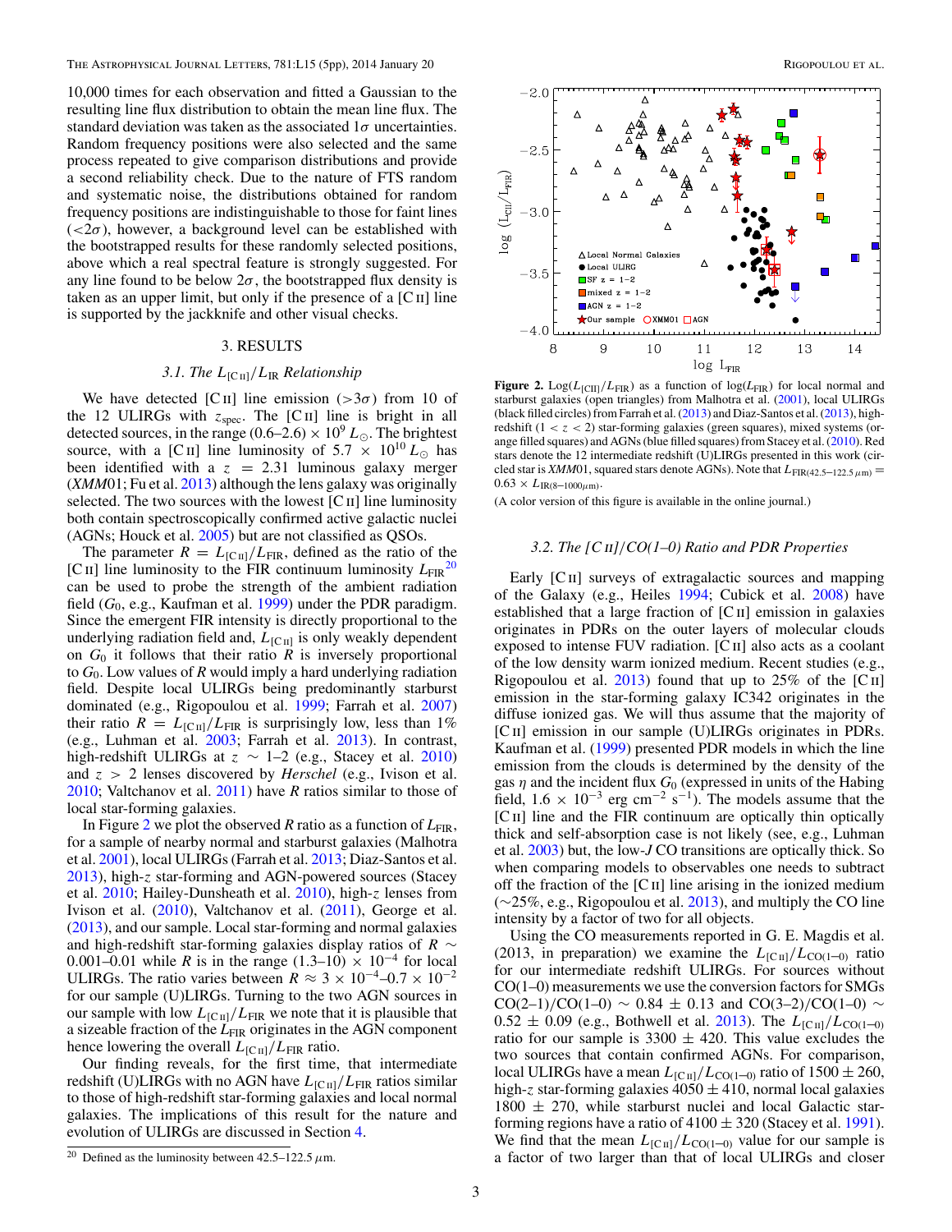10,000 times for each observation and fitted a Gaussian to the resulting line flux distribution to obtain the mean line flux. The standard deviation was taken as the associated $1\sigma$ uncertainties. Random frequency positions were also selected and the same process repeated to give comparison distributions and provide a second reliability check. Due to the nature of FTS random and systematic noise, the distributions obtained for random frequency positions are indistinguishable to those for faint lines ($<2\sigma$), however, a background level can be established with the bootstrapped results for these randomly selected positions, above which a real spectral feature is strongly suggested. For any line found to be below $2\sigma$, the bootstrapped flux density is taken as an upper limit, but only if the presence of a [C II] line is supported by the jackknife and other visual checks.

## 3. RESULTS

### 3.1. The $L_{[\mathrm{C\,II}]}/L_{\mathrm{IR}}$ Relationship

We have detected [C II] line emission ($>3\sigma$) from 10 of the 12 ULIRGs with $z_{\mathrm{spec}}$. The [C II] line is bright in all detected sources, in the range $(0.6–2.6) \times 10^9\,L_\odot$. The brightest source, with a [C II] line luminosity of $5.7 \times 10^{10}\,L_\odot$ has been identified with a $z = 2.31$ luminous galaxy merger (*XMM*01; Fu et al. 2013) although the lens galaxy was originally selected. The two sources with the lowest [C II] line luminosity both contain spectroscopically confirmed active galactic nuclei (AGNs; Houck et al. 2005) but are not classified as QSOs.

The parameter $R = L_{[\mathrm{C\,II}]}/L_{\mathrm{FIR}}$, defined as the ratio of the [C II] line luminosity to the FIR continuum luminosity $L_{\mathrm{FIR}}$[20] can be used to probe the strength of the ambient radiation field ($G_0$, e.g., Kaufman et al. 1999) under the PDR paradigm. Since the emergent FIR intensity is directly proportional to the underlying radiation field and, $L_{[\mathrm{C\,II}]}$ is only weakly dependent on $G_0$ it follows that their ratio $R$ is inversely proportional to $G_0$. Low values of $R$ would imply a hard underlying radiation field. Despite local ULIRGs being predominantly starburst dominated (e.g., Rigopoulou et al. 1999; Farrah et al. 2007) their ratio $R = L_{[\mathrm{C\,II}]}/L_{\mathrm{FIR}}$ is surprisingly low, less than 1% (e.g., Luhman et al. 2003; Farrah et al. 2013). In contrast, high-redshift ULIRGs at $z \sim 1–2$ (e.g., Stacey et al. 2010) and $z > 2$ lenses discovered by *Herschel* (e.g., Ivison et al. 2010; Valtchanov et al. 2011) have $R$ ratios similar to those of local star-forming galaxies.

In Figure 2 we plot the observed $R$ ratio as a function of $L_{\mathrm{FIR}}$, for a sample of nearby normal and starburst galaxies (Malhotra et al. 2001), local ULIRGs (Farrah et al. 2013; Diaz-Santos et al. 2013), high-$z$ star-forming and AGN-powered sources (Stacey et al. 2010; Hailey-Dunsheath et al. 2010), high-$z$ lenses from Ivison et al. (2010), Valtchanov et al. (2011), George et al. (2013), and our sample. Local star-forming and normal galaxies and high-redshift star-forming galaxies display ratios of $R \sim 0.001–0.01$ while $R$ is in the range $(1.3–10) \times 10^{-4}$ for local ULIRGs. The ratio varies between $R \approx 3 \times 10^{-4}–0.7 \times 10^{-2}$ for our sample (U)LIRGs. Turning to the two AGN sources in our sample with low $L_{[\mathrm{C\,II}]}/L_{\mathrm{FIR}}$ we note that it is plausible that a sizeable fraction of the $L_{\mathrm{FIR}}$ originates in the AGN component hence lowering the overall $L_{[\mathrm{C\,II}]}/L_{\mathrm{FIR}}$ ratio.

Our finding reveals, for the first time, that intermediate redshift (U)LIRGs with no AGN have $L_{[\mathrm{C\,II}]}/L_{\mathrm{FIR}}$ ratios similar to those of high-redshift star-forming galaxies and local normal galaxies. The implications of this result for the nature and evolution of ULIRGs are discussed in Section 4.

[20] Defined as the luminosity between 42.5–122.5 μm.

−2.0
−2.5
−3.0
−3.5
−4.0
log ($L_{\mathrm{CII}}/L_{\mathrm{FIR}}$)
8 9 10 11 12 13 14
log $L_{\mathrm{FIR}}$
Local Normal Galaxies
Local ULIRG
SF z = 1−2
mixed z = 1−2
AGN z = 1−2
Our sample XMM01 AGN

**Figure 2.** Log($L_{[\mathrm{CII}]}/L_{\mathrm{FIR}}$) as a function of log($L_{\mathrm{FIR}}$) for local normal and starburst galaxies (open triangles) from Malhotra et al. (2001), local ULIRGs (black filled circles) from Farrah et al. (2013) and Diaz-Santos et al. (2013), high-redshift ($1 < z < 2$) star-forming galaxies (green squares), mixed systems (orange filled squares) and AGNs (blue filled squares) from Stacey et al. (2010). Red stars denote the 12 intermediate redshift (U)LIRGs presented in this work (circled star is *XMM*01, squared stars denote AGNs). Note that $L_{\mathrm{FIR}(42.5–122.5\,\mu\mathrm{m})} = 0.63 \times L_{\mathrm{IR}(8–1000\,\mu\mathrm{m})}$.

(A color version of this figure is available in the online journal.)

### 3.2. The [C II]/CO(1–0) Ratio and PDR Properties

Early [C II] surveys of extragalactic sources and mapping of the Galaxy (e.g., Heiles 1994; Cubick et al. 2008) have established that a large fraction of [C II] emission in galaxies originates in PDRs on the outer layers of molecular clouds exposed to intense FUV radiation. [C II] also acts as a coolant of the low density warm ionized medium. Recent studies (e.g., Rigopoulou et al. 2013) found that up to 25% of the [C II] emission in the star-forming galaxy IC342 originates in the diffuse ionized gas. We will thus assume that the majority of [C II] emission in our sample (U)LIRGs originates in PDRs. Kaufman et al. (1999) presented PDR models in which the line emission from the clouds is determined by the density of the gas $\eta$ and the incident flux $G_0$ (expressed in units of the Habing field, $1.6 \times 10^{-3}$ erg cm$^{-2}$ s$^{-1}$). The models assume that the [C II] line and the FIR continuum are optically thin optically thick and self-absorption case is not likely (see, e.g., Luhman et al. 2003) but, the low-$J$ CO transitions are optically thick. So when comparing models to observables one needs to subtract off the fraction of the [C II] line arising in the ionized medium (∼25%, e.g., Rigopoulou et al. 2013), and multiply the CO line intensity by a factor of two for all objects.

Using the CO measurements reported in G. E. Magdis et al. (2013, in preparation) we examine the $L_{[\mathrm{C\,II}]}/L_{\mathrm{CO(1–0)}}$ ratio for our intermediate redshift ULIRGs. For sources without CO(1–0) measurements we use the conversion factors for SMGs CO(2–1)/CO(1–0) $\sim 0.84 \pm 0.13$ and CO(3–2)/CO(1–0) $\sim 0.52 \pm 0.09$ (e.g., Bothwell et al. 2013). The $L_{[\mathrm{C\,II}]}/L_{\mathrm{CO(1–0)}}$ ratio for our sample is $3300 \pm 420$. This value excludes the two sources that contain confirmed AGNs. For comparison, local ULIRGs have a mean $L_{[\mathrm{C\,II}]}/L_{\mathrm{CO(1–0)}}$ ratio of $1500 \pm 260$, high-$z$ star-forming galaxies $4050 \pm 410$, normal local galaxies $1800 \pm 270$, while starburst nuclei and local Galactic star-forming regions have a ratio of $4100 \pm 320$ (Stacey et al. 1991). We find that the mean $L_{[\mathrm{C\,II}]}/L_{\mathrm{CO(1–0)}}$ value for our sample is a factor of two larger than that of local ULIRGs and closer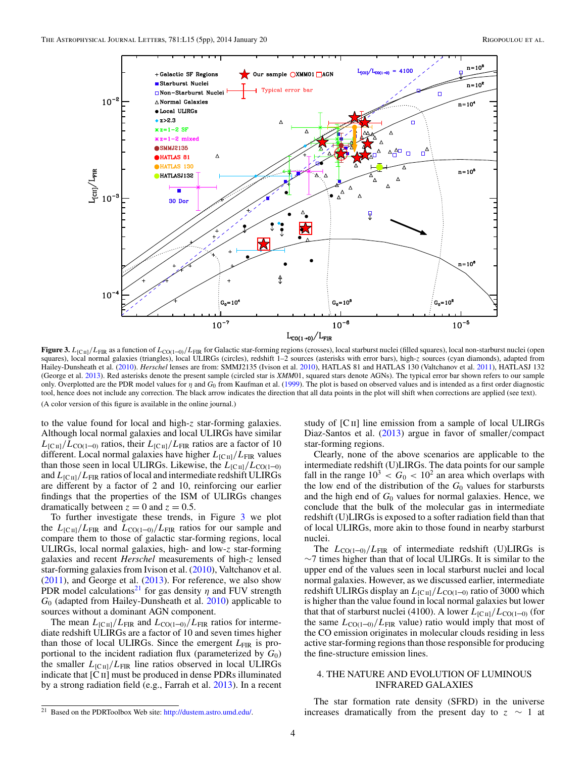+Galactic SF Regions
Starburst Nuclei
Non-Starburst Nuclei
Normal Galaxies
Local ULIRGs
z>2.3
z=1-2 SF
z=1-2 mixed
SMMJ2135
HATLAS 81
HATLAS 130
HATLASJ132
Our sample
XMM01
AGN
Typical error bar
$L_{[CII]}/L_{CO(1-0)} = 4100$
30 Dor
$n=10^3$
$n=10^2$
$n=10^4$
$n=10^5$
$n=10^6$
$G_0=10^4$
$G_0=10^3$
$G_0=10^2$
$10^{-2}$
$10^{-3}$
$10^{-4}$
$10^{-7}$
$10^{-6}$
$10^{-5}$
$L_{[CII]}/L_{FIR}$
$L_{CO(1-0)}/L_{FIR}$

**Figure 3.** $L_{[\text{C II}]}/L_{\text{FIR}}$ as a function of $L_{\text{CO}(1-0)}/L_{\text{FIR}}$ for Galactic star-forming regions (crosses), local starburst nuclei (filled squares), local non-starburst nuclei (open squares), local normal galaxies (triangles), local ULIRGs (circles), redshift 1–2 sources (asterisks with error bars), high-$z$ sources (cyan diamonds), adapted from Hailey-Dunsheath et al. (2010). *Herschel* lenses are from: SMMJ2135 (Ivison et al. 2010), HATLAS 81 and HATLAS 130 (Valtchanov et al. 2011), HATLASJ 132 (George et al. 2013). Red asterisks denote the present sample (circled star is *XMM*01, squared stars denote AGNs). The typical error bar shown refers to our sample only. Overplotted are the PDR model values for $\eta$ and $G_0$ from Kaufman et al. (1999). The plot is based on observed values and is intended as a first order diagnostic tool, hence does not include any correction. The black arrow indicates the direction that all data points in the plot will shift when corrections are applied (see text).

(A color version of this figure is available in the online journal.)

to the value found for local and high-$z$ star-forming galaxies. Although local normal galaxies and local ULIRGs have similar $L_{[\text{C II}]}/L_{\text{CO}(1-0)}$ ratios, their $L_{[\text{C II}]}/L_{\text{FIR}}$ ratios are a factor of 10 different. Local normal galaxies have higher $L_{[\text{C II}]}/L_{\text{FIR}}$ values than those seen in local ULIRGs. Likewise, the $L_{[\text{C II}]}/L_{\text{CO}(1-0)}$ and $L_{[\text{C II}]}/L_{\text{FIR}}$ ratios of local and intermediate redshift ULIRGs are different by a factor of 2 and 10, reinforcing our earlier findings that the properties of the ISM of ULIRGs changes dramatically between $z = 0$ and $z = 0.5$.

To further investigate these trends, in Figure 3 we plot the $L_{[\text{C II}]}/L_{\text{FIR}}$ and $L_{\text{CO}(1-0)}/L_{\text{FIR}}$ ratios for our sample and compare them to those of galactic star-forming regions, local ULIRGs, local normal galaxies, high- and low-$z$ star-forming galaxies and recent *Herschel* measurements of high-$z$ lensed star-forming galaxies from Ivison et al. (2010), Valtchanov et al. (2011), and George et al. (2013). For reference, we also show PDR model calculations[21] for gas density $\eta$ and FUV strength $G_0$ (adapted from Hailey-Dunsheath et al. 2010) applicable to sources without a dominant AGN component.

The mean $L_{[\text{C II}]}/L_{\text{FIR}}$ and $L_{\text{CO}(1-0)}/L_{\text{FIR}}$ ratios for intermediate redshift ULIRGs are a factor of 10 and seven times higher than those of local ULIRGs. Since the emergent $L_{\text{FIR}}$ is proportional to the incident radiation flux (parameterized by $G_0$) the smaller $L_{[\text{C II}]}/L_{\text{FIR}}$ line ratios observed in local ULIRGs indicate that [C II] must be produced in dense PDRs illuminated by a strong radiation field (e.g., Farrah et al. 2013). In a recent study of [C II] line emission from a sample of local ULIRGs Diaz-Santos et al. (2013) argue in favor of smaller/compact star-forming regions.

Clearly, none of the above scenarios are applicable to the intermediate redshift (U)LIRGs. The data points for our sample fall in the range $10^3 < G_0 < 10^2$ an area which overlaps with the low end of the distribution of the $G_0$ values for starbursts and the high end of $G_0$ values for normal galaxies. Hence, we conclude that the bulk of the molecular gas in intermediate redshift (U)LIRGs is exposed to a softer radiation field than that of local ULIRGs, more akin to those found in nearby starburst nuclei.

The $L_{\text{CO}(1-0)}/L_{\text{FIR}}$ of intermediate redshift (U)LIRGs is $\sim$7 times higher than that of local ULIRGs. It is similar to the upper end of the values seen in local starburst nuclei and local normal galaxies. However, as we discussed earlier, intermediate redshift ULIRGs display an $L_{[\text{C II}]}/L_{\text{CO}(1-0)}$ ratio of 3000 which is higher than the value found in local normal galaxies but lower that that of starburst nuclei (4100). A lower $L_{[\text{C II}]}/L_{\text{CO}(1-0)}$ (for the same $L_{\text{CO}(1-0)}/L_{\text{FIR}}$ value) ratio would imply that most of the CO emission originates in molecular clouds residing in less active star-forming regions than those responsible for producing the fine-structure emission lines.

## 4. THE NATURE AND EVOLUTION OF LUMINOUS INFRARED GALAXIES

The star formation rate density (SFRD) in the universe increases dramatically from the present day to $z \sim 1$ at

[21] Based on the PDRToolbox Web site: http://dustem.astro.umd.edu/.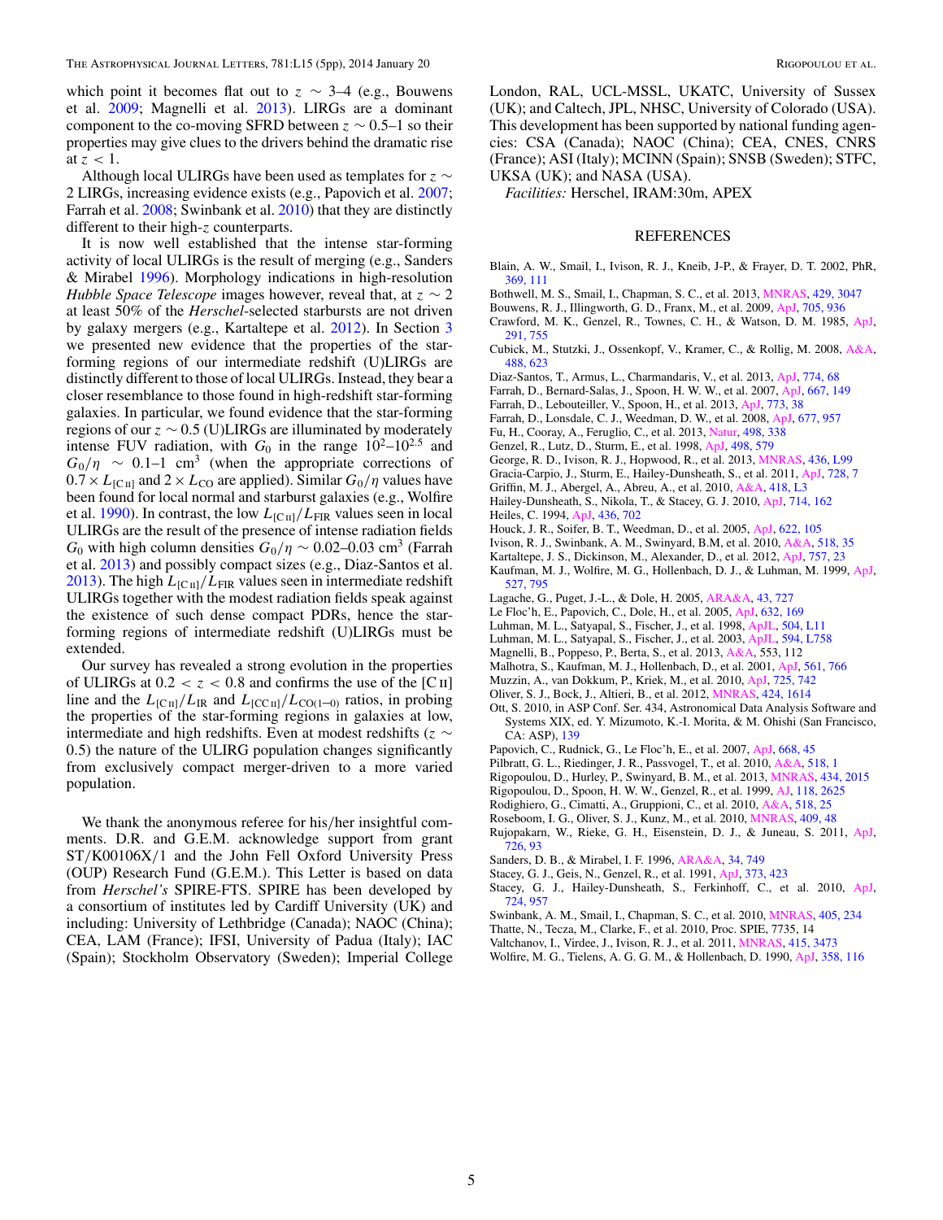which point it becomes flat out to $z \sim 3$–4 (e.g., Bouwens et al. 2009; Magnelli et al. 2013). LIRGs are a dominant component to the co-moving SFRD between $z \sim 0.5$–1 so their properties may give clues to the drivers behind the dramatic rise at $z < 1$.

Although local ULIRGs have been used as templates for $z \sim 2$ LIRGs, increasing evidence exists (e.g., Papovich et al. 2007; Farrah et al. 2008; Swinbank et al. 2010) that they are distinctly different to their high-$z$ counterparts.

It is now well established that the intense star-forming activity of local ULIRGs is the result of merging (e.g., Sanders & Mirabel 1996). Morphology indications in high-resolution *Hubble Space Telescope* images however, reveal that, at $z \sim 2$ at least 50% of the *Herschel*-selected starbursts are not driven by galaxy mergers (e.g., Kartaltepe et al. 2012). In Section 3 we presented new evidence that the properties of the star-forming regions of our intermediate redshift (U)LIRGs are distinctly different to those of local ULIRGs. Instead, they bear a closer resemblance to those found in high-redshift star-forming galaxies. In particular, we found evidence that the star-forming regions of our $z \sim 0.5$ (U)LIRGs are illuminated by moderately intense FUV radiation, with $G_0$ in the range $10^2$–$10^{2.5}$ and $G_0/\eta \sim 0.1$–1 cm$^3$ (when the appropriate corrections of $0.7 \times L_{[\mathrm{C\,II}]}$ and $2 \times L_{\mathrm{CO}}$ are applied). Similar $G_0/\eta$ values have been found for local normal and starburst galaxies (e.g., Wolfire et al. 1990). In contrast, the low $L_{[\mathrm{C\,II}]}/L_{\mathrm{FIR}}$ values seen in local ULIRGs are the result of the presence of intense radiation fields $G_0$ with high column densities $G_0/\eta \sim 0.02$–0.03 cm$^3$ (Farrah et al. 2013) and possibly compact sizes (e.g., Diaz-Santos et al. 2013). The high $L_{[\mathrm{C\,II}]}/L_{\mathrm{FIR}}$ values seen in intermediate redshift ULIRGs together with the modest radiation fields speak against the existence of such dense compact PDRs, hence the star-forming regions of intermediate redshift (U)LIRGs must be extended.

Our survey has revealed a strong evolution in the properties of ULIRGs at $0.2 < z < 0.8$ and confirms the use of the [C II] line and the $L_{[\mathrm{C\,II}]}/L_{\mathrm{IR}}$ and $L_{[\mathrm{CC\,II}]}/L_{\mathrm{CO(1-0)}}$ ratios, in probing the properties of the star-forming regions in galaxies at low, intermediate and high redshifts. Even at modest redshifts ($z \sim 0.5$) the nature of the ULIRG population changes significantly from exclusively compact merger-driven to a more varied population.

We thank the anonymous referee for his/her insightful comments. D.R. and G.E.M. acknowledge support from grant ST/K00106X/1 and the John Fell Oxford University Press (OUP) Research Fund (G.E.M.). This Letter is based on data from *Herschel's* SPIRE-FTS. SPIRE has been developed by a consortium of institutes led by Cardiff University (UK) and including: University of Lethbridge (Canada); NAOC (China); CEA, LAM (France); IFSI, University of Padua (Italy); IAC (Spain); Stockholm Observatory (Sweden); Imperial College London, RAL, UCL-MSSL, UKATC, University of Sussex (UK); and Caltech, JPL, NHSC, University of Colorado (USA). This development has been supported by national funding agencies: CSA (Canada); NAOC (China); CEA, CNES, CNRS (France); ASI (Italy); MCINN (Spain); SNSB (Sweden); STFC, UKSA (UK); and NASA (USA).

*Facilities:* Herschel, IRAM:30m, APEX

## REFERENCES

Blain, A. W., Smail, I., Ivison, R. J., Kneib, J-P., & Frayer, D. T. 2002, PhR, 369, 111
Bothwell, M. S., Smail, I., Chapman, S. C., et al. 2013, MNRAS, 429, 3047
Bouwens, R. J., Illingworth, G. D., Franx, M., et al. 2009, ApJ, 705, 936
Crawford, M. K., Genzel, R., Townes, C. H., & Watson, D. M. 1985, ApJ, 291, 755
Cubick, M., Stutzki, J., Ossenkopf, V., Kramer, C., & Rollig, M. 2008, A&A, 488, 623
Diaz-Santos, T., Armus, L., Charmandaris, V., et al. 2013, ApJ, 774, 68
Farrah, D., Bernard-Salas, J., Spoon, H. W. W., et al. 2007, ApJ, 667, 149
Farrah, D., Lebouteiller, V., Spoon, H., et al. 2013, ApJ, 773, 38
Farrah, D., Lonsdale, C. J., Weedman, D. W., et al. 2008, ApJ, 677, 957
Fu, H., Cooray, A., Feruglio, C., et al. 2013, Natur, 498, 338
Genzel, R., Lutz, D., Sturm, E., et al. 1998, ApJ, 498, 579
George, R. D., Ivison, R. J., Hopwood, R., et al. 2013, MNRAS, 436, L99
Gracia-Carpio, J., Sturm, E., Hailey-Dunsheath, S., et al. 2011, ApJ, 728, 7
Griffin, M. J., Abergel, A., Abreu, A., et al. 2010, A&A, 418, L3
Hailey-Dunsheath, S., Nikola, T., & Stacey, G. J. 2010, ApJ, 714, 162
Heiles, C. 1994, ApJ, 436, 702
Houck, J. R., Soifer, B. T., Weedman, D., et al. 2005, ApJ, 622, 105
Ivison, R. J., Swinbank, A. M., Swinyard, B.M, et al. 2010, A&A, 518, 35
Kartaltepe, J. S., Dickinson, M., Alexander, D., et al. 2012, ApJ, 757, 23
Kaufman, M. J., Wolfire, M. G., Hollenbach, D. J., & Luhman, M. 1999, ApJ, 527, 795
Lagache, G., Puget, J.-L., & Dole, H. 2005, ARA&A, 43, 727
Le Floc'h, E., Papovich, C., Dole, H., et al. 2005, ApJ, 632, 169
Luhman, M. L., Satyapal, S., Fischer, J., et al. 1998, ApJL, 504, L11
Luhman, M. L., Satyapal, S., Fischer, J., et al. 2003, ApJL, 594, L758
Magnelli, B., Poppeo, P., Berta, S., et al. 2013, A&A, 553, 112
Malhotra, S., Kaufman, M. J., Hollenbach, D., et al. 2001, ApJ, 561, 766
Muzzin, A., van Dokkum, P., Kriek, M., et al. 2010, ApJ, 725, 742
Oliver, S. J., Bock, J., Altieri, B., et al. 2012, MNRAS, 424, 1614
Ott, S. 2010, in ASP Conf. Ser. 434, Astronomical Data Analysis Software and Systems XIX, ed. Y. Mizumoto, K.-I. Morita, & M. Ohishi (San Francisco, CA: ASP), 139
Papovich, C., Rudnick, G., Le Floc'h, E., et al. 2007, ApJ, 668, 45
Pilbratt, G. L., Riedinger, J. R., Passvogel, T., et al. 2010, A&A, 518, 1
Rigopoulou, D., Hurley, P., Swinyard, B. M., et al. 2013, MNRAS, 434, 2015
Rigopoulou, D., Spoon, H. W. W., Genzel, R., et al. 1999, AJ, 118, 2625
Rodighiero, G., Cimatti, A., Gruppioni, C., et al. 2010, A&A, 518, 25
Roseboom, I. G., Oliver, S. J., Kunz, M., et al. 2010, MNRAS, 409, 48
Rujopakarn, W., Rieke, G. H., Eisenstein, D. J., & Juneau, S. 2011, ApJ, 726, 93
Sanders, D. B., & Mirabel, I. F. 1996, ARA&A, 34, 749
Stacey, G. J., Geis, N., Genzel, R., et al. 1991, ApJ, 373, 423
Stacey, G. J., Hailey-Dunsheath, S., Ferkinhoff, C., et al. 2010, ApJ, 724, 957
Swinbank, A. M., Smail, I., Chapman, S. C., et al. 2010, MNRAS, 405, 234
Thatte, N., Tecza, M., Clarke, F., et al. 2010, Proc. SPIE, 7735, 14
Valtchanov, I., Virdee, J., Ivison, R. J., et al. 2011, MNRAS, 415, 3473
Wolfire, M. G., Tielens, A. G. G. M., & Hollenbach, D. 1990, ApJ, 358, 116